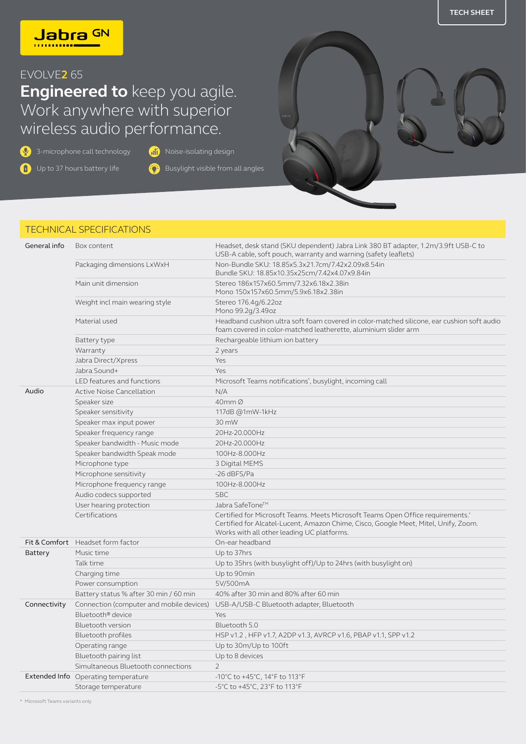TECH SHEET

Jabra GN

EVOLVE2 65

# **Engineered to** keep you agile. Work anywhere with superior wireless audio performance.

- 3-microphone call technology
- Noise-isolating design
- Up to 37 hours battery life
- Busylight visible from all angles

## TECHNICAL SPECIFICATIONS

| | | |
|---|---|---|
| General info | Box content | Headset, desk stand (SKU dependent) Jabra Link 380 BT adapter, 1.2m/3.9ft USB-C to USB-A cable, soft pouch, warranty and warning (safety leaflets) |
| | Packaging dimensions LxWxH | Non-Bundle SKU: 18.85x5.3x21.7cm/7.42x2.09x8.54in<br>Bundle SKU: 18.85x10.35x25cm/7.42x4.07x9.84in |
| | Main unit dimension | Stereo 186x157x60.5mm/7.32x6.18x2.38in<br>Mono 150x157x60.5mm/5.9x6.18x2.38in |
| | Weight incl main wearing style | Stereo 176.4g/6.22oz<br>Mono 99.2g/3.49oz |
| | Material used | Headband cushion ultra soft foam covered in color-matched silicone, ear cushion soft audio foam covered in color-matched leatherette, aluminium slider arm |
| | Battery type | Rechargeable lithium ion battery |
| | Warranty | 2 years |
| | Jabra Direct/Xpress | Yes |
| | Jabra Sound+ | Yes |
| | LED features and functions | Microsoft Teams notifications*, busylight, incoming call |
| Audio | Active Noise Cancellation | N/A |
| | Speaker size | 40mm Ø |
| | Speaker sensitivity | 117dB @1mW-1kHz |
| | Speaker max input power | 30 mW |
| | Speaker frequency range | 20Hz-20.000Hz |
| | Speaker bandwidth - Music mode | 20Hz-20.000Hz |
| | Speaker bandwidth Speak mode | 100Hz-8.000Hz |
| | Microphone type | 3 Digital MEMS |
| | Microphone sensitivity | -26 dBFS/Pa |
| | Microphone frequency range | 100Hz-8.000Hz |
| | Audio codecs supported | SBC |
| | User hearing protection | Jabra SafeTone™ |
| | Certifications | Certified for Microsoft Teams. Meets Microsoft Teams Open Office requirements.*<br>Certified for Alcatel-Lucent, Amazon Chime, Cisco, Google Meet, Mitel, Unify, Zoom.<br>Works with all other leading UC platforms. |
| Fit & Comfort | Headset form factor | On-ear headband |
| Battery | Music time | Up to 37hrs |
| | Talk time | Up to 35hrs (with busylight off)/Up to 24hrs (with busylight on) |
| | Charging time | Up to 90min |
| | Power consumption | 5V/500mA |
| | Battery status % after 30 min / 60 min | 40% after 30 min and 80% after 60 min |
| Connectivity | Connection (computer and mobile devices) | USB-A/USB-C Bluetooth adapter, Bluetooth |
| | Bluetooth® device | Yes |
| | Bluetooth version | Bluetooth 5.0 |
| | Bluetooth profiles | HSP v1.2 , HFP v1.7, A2DP v1.3, AVRCP v1.6, PBAP v1.1, SPP v1.2 |
| | Operating range | Up to 30m/Up to 100ft |
| | Bluetooth pairing list | Up to 8 devices |
| | Simultaneous Bluetooth connections | 2 |
| Extended Info | Operating temperature | -10°C to +45°C, 14°F to 113°F |
| | Storage temperature | -5°C to +45°C, 23°F to 113°F |

* Microsoft Teams variants only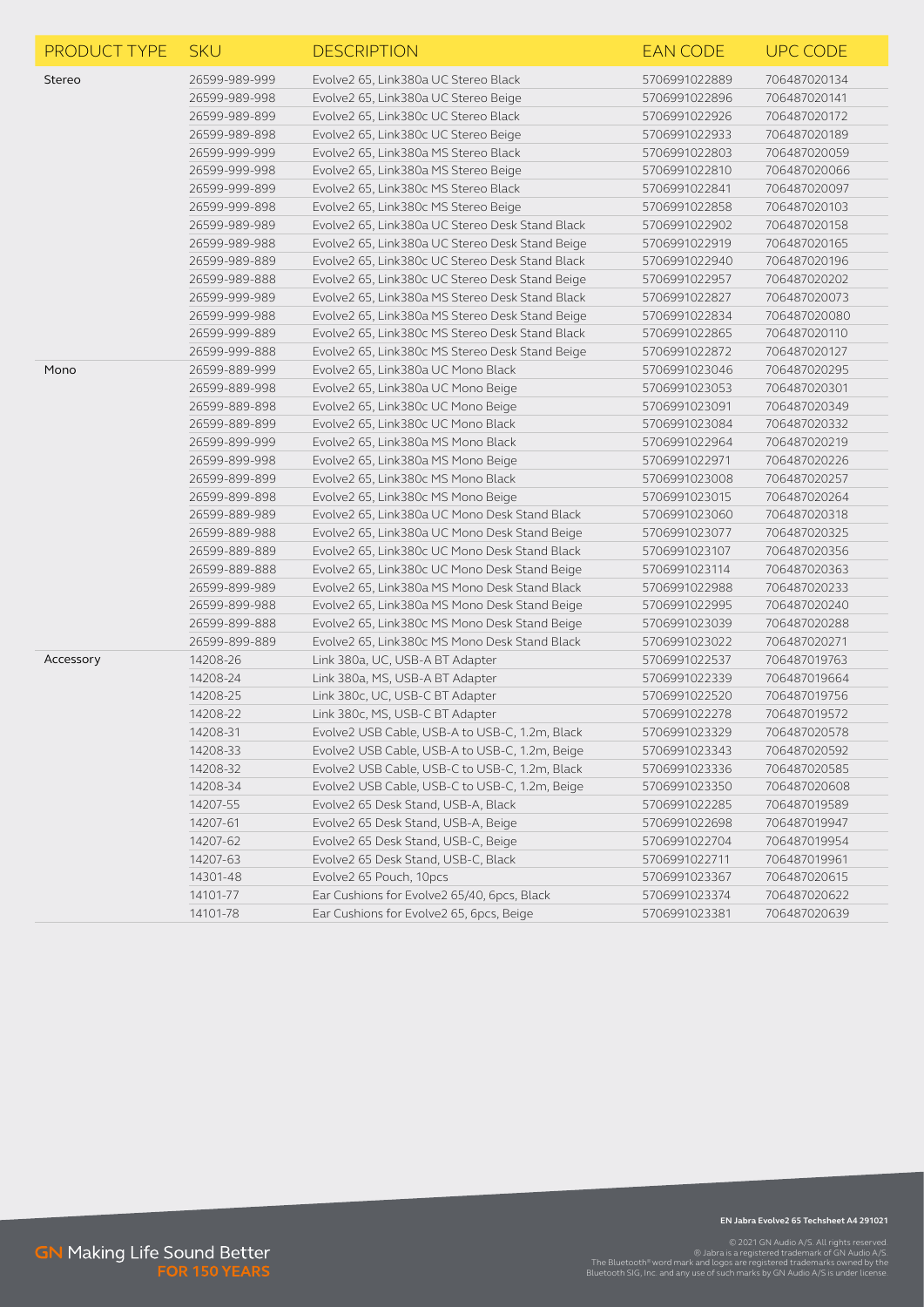| PRODUCT TYPE | SKU | DESCRIPTION | EAN CODE | UPC CODE |
|---|---|---|---|---|
| Stereo | 26599-989-999 | Evolve2 65, Link380a UC Stereo Black | 5706991022889 | 706487020134 |
| | 26599-989-998 | Evolve2 65, Link380a UC Stereo Beige | 5706991022896 | 706487020141 |
| | 26599-989-899 | Evolve2 65, Link380c UC Stereo Black | 5706991022926 | 706487020172 |
| | 26599-989-898 | Evolve2 65, Link380c UC Stereo Beige | 5706991022933 | 706487020189 |
| | 26599-999-999 | Evolve2 65, Link380a MS Stereo Black | 5706991022803 | 706487020059 |
| | 26599-999-998 | Evolve2 65, Link380a MS Stereo Beige | 5706991022810 | 706487020066 |
| | 26599-999-899 | Evolve2 65, Link380c MS Stereo Black | 5706991022841 | 706487020097 |
| | 26599-999-898 | Evolve2 65, Link380c MS Stereo Beige | 5706991022858 | 706487020103 |
| | 26599-989-989 | Evolve2 65, Link380a UC Stereo Desk Stand Black | 5706991022902 | 706487020158 |
| | 26599-989-988 | Evolve2 65, Link380a UC Stereo Desk Stand Beige | 5706991022919 | 706487020165 |
| | 26599-989-889 | Evolve2 65, Link380c UC Stereo Desk Stand Black | 5706991022940 | 706487020196 |
| | 26599-989-888 | Evolve2 65, Link380c UC Stereo Desk Stand Beige | 5706991022957 | 706487020202 |
| | 26599-999-989 | Evolve2 65, Link380a MS Stereo Desk Stand Black | 5706991022827 | 706487020073 |
| | 26599-999-988 | Evolve2 65, Link380a MS Stereo Desk Stand Beige | 5706991022834 | 706487020080 |
| | 26599-999-889 | Evolve2 65, Link380c MS Stereo Desk Stand Black | 5706991022865 | 706487020110 |
| | 26599-999-888 | Evolve2 65, Link380c MS Stereo Desk Stand Beige | 5706991022872 | 706487020127 |
| Mono | 26599-889-999 | Evolve2 65, Link380a UC Mono Black | 5706991023046 | 706487020295 |
| | 26599-889-998 | Evolve2 65, Link380a UC Mono Beige | 5706991023053 | 706487020301 |
| | 26599-889-898 | Evolve2 65, Link380c UC Mono Beige | 5706991023091 | 706487020349 |
| | 26599-889-899 | Evolve2 65, Link380c UC Mono Black | 5706991023084 | 706487020332 |
| | 26599-899-999 | Evolve2 65, Link380a MS Mono Black | 5706991022964 | 706487020219 |
| | 26599-899-998 | Evolve2 65, Link380a MS Mono Beige | 5706991022971 | 706487020226 |
| | 26599-899-899 | Evolve2 65, Link380c MS Mono Black | 5706991023008 | 706487020257 |
| | 26599-899-898 | Evolve2 65, Link380c MS Mono Beige | 5706991023015 | 706487020264 |
| | 26599-889-989 | Evolve2 65, Link380a UC Mono Desk Stand Black | 5706991023060 | 706487020318 |
| | 26599-889-988 | Evolve2 65, Link380a UC Mono Desk Stand Beige | 5706991023077 | 706487020325 |
| | 26599-889-889 | Evolve2 65, Link380c UC Mono Desk Stand Black | 5706991023107 | 706487020356 |
| | 26599-889-888 | Evolve2 65, Link380c UC Mono Desk Stand Beige | 5706991023114 | 706487020363 |
| | 26599-899-989 | Evolve2 65, Link380a MS Mono Desk Stand Black | 5706991022988 | 706487020233 |
| | 26599-899-988 | Evolve2 65, Link380a MS Mono Desk Stand Beige | 5706991022995 | 706487020240 |
| | 26599-899-888 | Evolve2 65, Link380c MS Mono Desk Stand Beige | 5706991023039 | 706487020288 |
| | 26599-899-889 | Evolve2 65, Link380c MS Mono Desk Stand Black | 5706991023022 | 706487020271 |
| Accessory | 14208-26 | Link 380a, UC, USB-A BT Adapter | 5706991022537 | 706487019763 |
| | 14208-24 | Link 380a, MS, USB-A BT Adapter | 5706991022339 | 706487019664 |
| | 14208-25 | Link 380c, UC, USB-C BT Adapter | 5706991022520 | 706487019756 |
| | 14208-22 | Link 380c, MS, USB-C BT Adapter | 5706991022278 | 706487019572 |
| | 14208-31 | Evolve2 USB Cable, USB-A to USB-C, 1.2m, Black | 5706991023329 | 706487020578 |
| | 14208-33 | Evolve2 USB Cable, USB-A to USB-C, 1.2m, Beige | 5706991023343 | 706487020592 |
| | 14208-32 | Evolve2 USB Cable, USB-C to USB-C, 1.2m, Black | 5706991023336 | 706487020585 |
| | 14208-34 | Evolve2 USB Cable, USB-C to USB-C, 1.2m, Beige | 5706991023350 | 706487020608 |
| | 14207-55 | Evolve2 65 Desk Stand, USB-A, Black | 5706991022285 | 706487019589 |
| | 14207-61 | Evolve2 65 Desk Stand, USB-A, Beige | 5706991022698 | 706487019947 |
| | 14207-62 | Evolve2 65 Desk Stand, USB-C, Beige | 5706991022704 | 706487019954 |
| | 14207-63 | Evolve2 65 Desk Stand, USB-C, Black | 5706991022711 | 706487019961 |
| | 14301-48 | Evolve2 65 Pouch, 10pcs | 5706991023367 | 706487020615 |
| | 14101-77 | Ear Cushions for Evolve2 65/40, 6pcs, Black | 5706991023374 | 706487020622 |
| | 14101-78 | Ear Cushions for Evolve2 65, 6pcs, Beige | 5706991023381 | 706487020639 |

GN Making Life Sound Better
FOR 150 YEARS

**EN Jabra Evolve2 65 Techsheet A4 291021**

© 2021 GN Audio A/S. All rights reserved.
® Jabra is a registered trademark of GN Audio A/S.
The Bluetooth® word mark and logos are registered trademarks owned by the Bluetooth SIG, Inc. and any use of such marks by GN Audio A/S is under license.